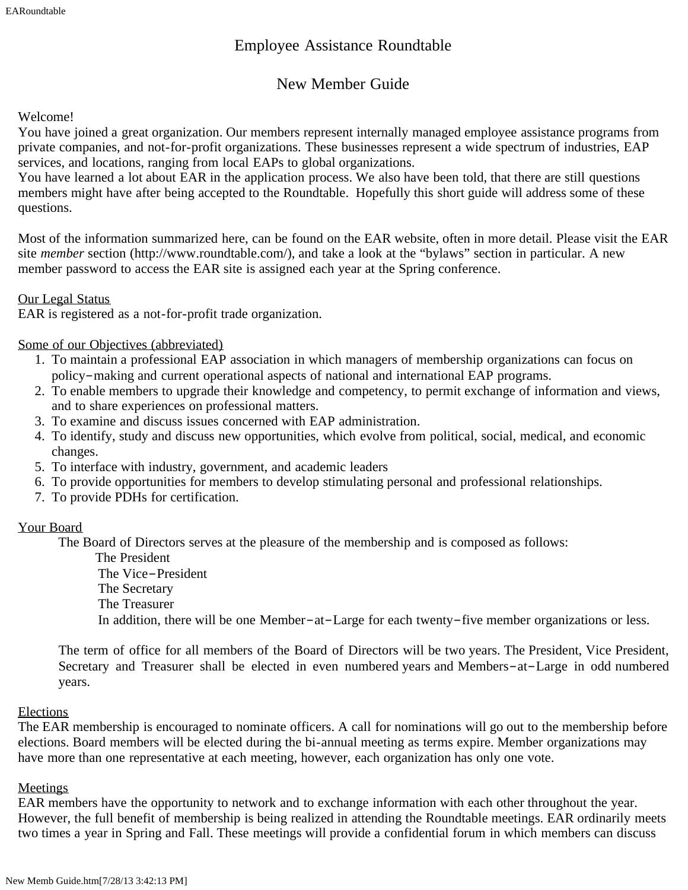# Employee Assistance Roundtable

## New Member Guide

Welcome!
You have joined a great organization. Our members represent internally managed employee assistance programs from private companies, and not-for-profit organizations. These businesses represent a wide spectrum of industries, EAP services, and locations, ranging from local EAPs to global organizations.
You have learned a lot about EAR in the application process. We also have been told, that there are still questions members might have after being accepted to the Roundtable. Hopefully this short guide will address some of these questions.

Most of the information summarized here, can be found on the EAR website, often in more detail. Please visit the EAR site *member* section (http://www.roundtable.com/), and take a look at the "bylaws" section in particular. A new member password to access the EAR site is assigned each year at the Spring conference.

<u>Our Legal Status</u>
EAR is registered as a not-for-profit trade organization.

<u>Some of our Objectives (abbreviated)</u>

1. To maintain a professional EAP association in which managers of membership organizations can focus on policy−making and current operational aspects of national and international EAP programs.
2. To enable members to upgrade their knowledge and competency, to permit exchange of information and views, and to share experiences on professional matters.
3. To examine and discuss issues concerned with EAP administration.
4. To identify, study and discuss new opportunities, which evolve from political, social, medical, and economic changes.
5. To interface with industry, government, and academic leaders
6. To provide opportunities for members to develop stimulating personal and professional relationships.
7. To provide PDHs for certification.

<u>Your Board</u>

The Board of Directors serves at the pleasure of the membership and is composed as follows:

The President
The Vice−President
The Secretary
The Treasurer
In addition, there will be one Member−at−Large for each twenty−five member organizations or less.

The term of office for all members of the Board of Directors will be two years. The President, Vice President, Secretary and Treasurer shall be elected in even numbered years and Members−at−Large in odd numbered years.

<u>Elections</u>
The EAR membership is encouraged to nominate officers. A call for nominations will go out to the membership before elections. Board members will be elected during the bi-annual meeting as terms expire. Member organizations may have more than one representative at each meeting, however, each organization has only one vote.

<u>Meetings</u>
EAR members have the opportunity to network and to exchange information with each other throughout the year. However, the full benefit of membership is being realized in attending the Roundtable meetings. EAR ordinarily meets two times a year in Spring and Fall. These meetings will provide a confidential forum in which members can discuss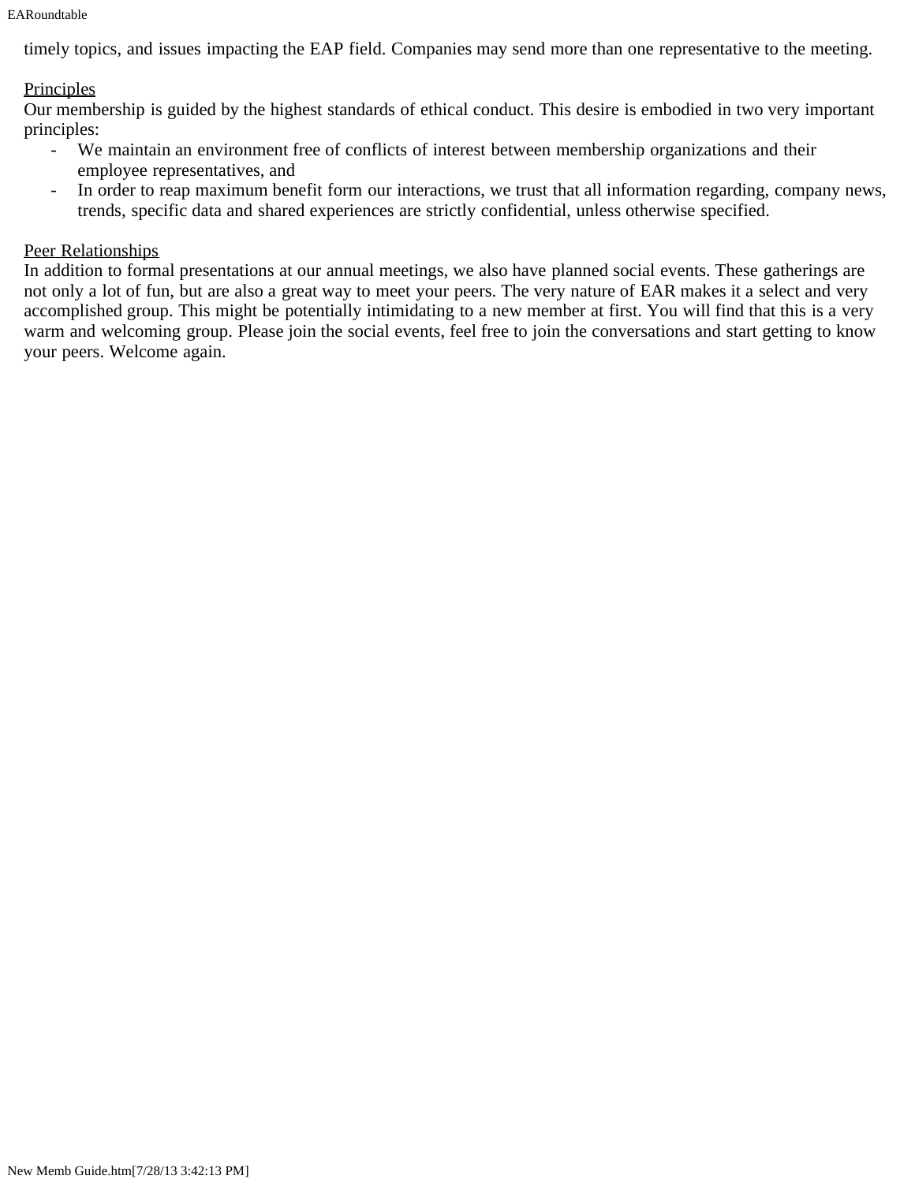timely topics, and issues impacting the EAP field. Companies may send more than one representative to the meeting.

Principles

Our membership is guided by the highest standards of ethical conduct. This desire is embodied in two very important principles:

- We maintain an environment free of conflicts of interest between membership organizations and their employee representatives, and
- In order to reap maximum benefit form our interactions, we trust that all information regarding, company news, trends, specific data and shared experiences are strictly confidential, unless otherwise specified.

Peer Relationships

In addition to formal presentations at our annual meetings, we also have planned social events. These gatherings are not only a lot of fun, but are also a great way to meet your peers. The very nature of EAR makes it a select and very accomplished group. This might be potentially intimidating to a new member at first. You will find that this is a very warm and welcoming group. Please join the social events, feel free to join the conversations and start getting to know your peers. Welcome again.